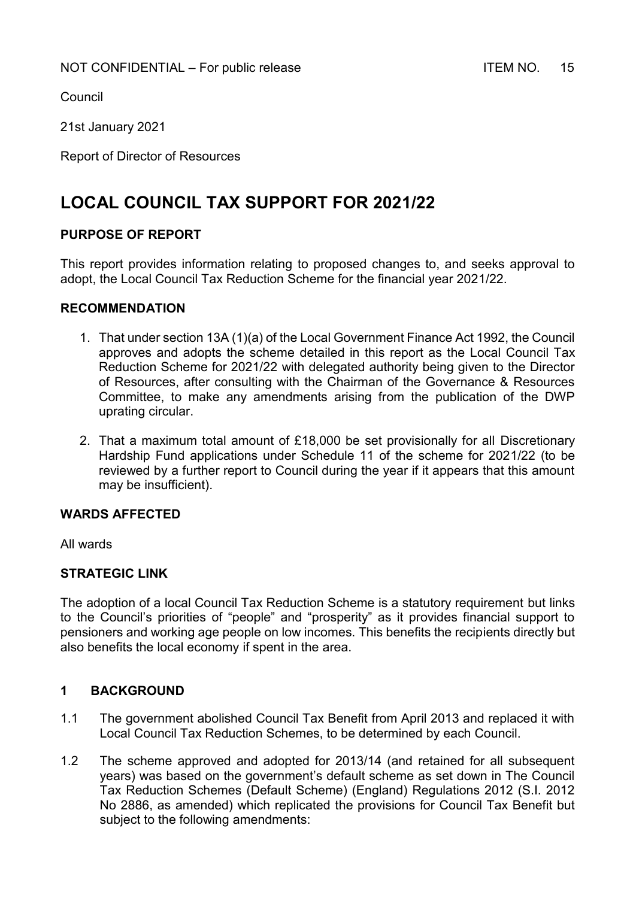NOT CONFIDENTIAL – For public release ITEM NO. 15

Council

21st January 2021

Report of Director of Resources

# LOCAL COUNCIL TAX SUPPORT FOR 2021/22

## PURPOSE OF REPORT

This report provides information relating to proposed changes to, and seeks approval to adopt, the Local Council Tax Reduction Scheme for the financial year 2021/22.

## RECOMMENDATION

1. That under section 13A (1)(a) of the Local Government Finance Act 1992, the Council approves and adopts the scheme detailed in this report as the Local Council Tax Reduction Scheme for 2021/22 with delegated authority being given to the Director of Resources, after consulting with the Chairman of the Governance & Resources Committee, to make any amendments arising from the publication of the DWP uprating circular.

2. That a maximum total amount of £18,000 be set provisionally for all Discretionary Hardship Fund applications under Schedule 11 of the scheme for 2021/22 (to be reviewed by a further report to Council during the year if it appears that this amount may be insufficient).

## WARDS AFFECTED

All wards

## STRATEGIC LINK

The adoption of a local Council Tax Reduction Scheme is a statutory requirement but links to the Council's priorities of "people" and "prosperity" as it provides financial support to pensioners and working age people on low incomes. This benefits the recipients directly but also benefits the local economy if spent in the area.

## 1 BACKGROUND

1.1 The government abolished Council Tax Benefit from April 2013 and replaced it with Local Council Tax Reduction Schemes, to be determined by each Council.

1.2 The scheme approved and adopted for 2013/14 (and retained for all subsequent years) was based on the government's default scheme as set down in The Council Tax Reduction Schemes (Default Scheme) (England) Regulations 2012 (S.I. 2012 No 2886, as amended) which replicated the provisions for Council Tax Benefit but subject to the following amendments: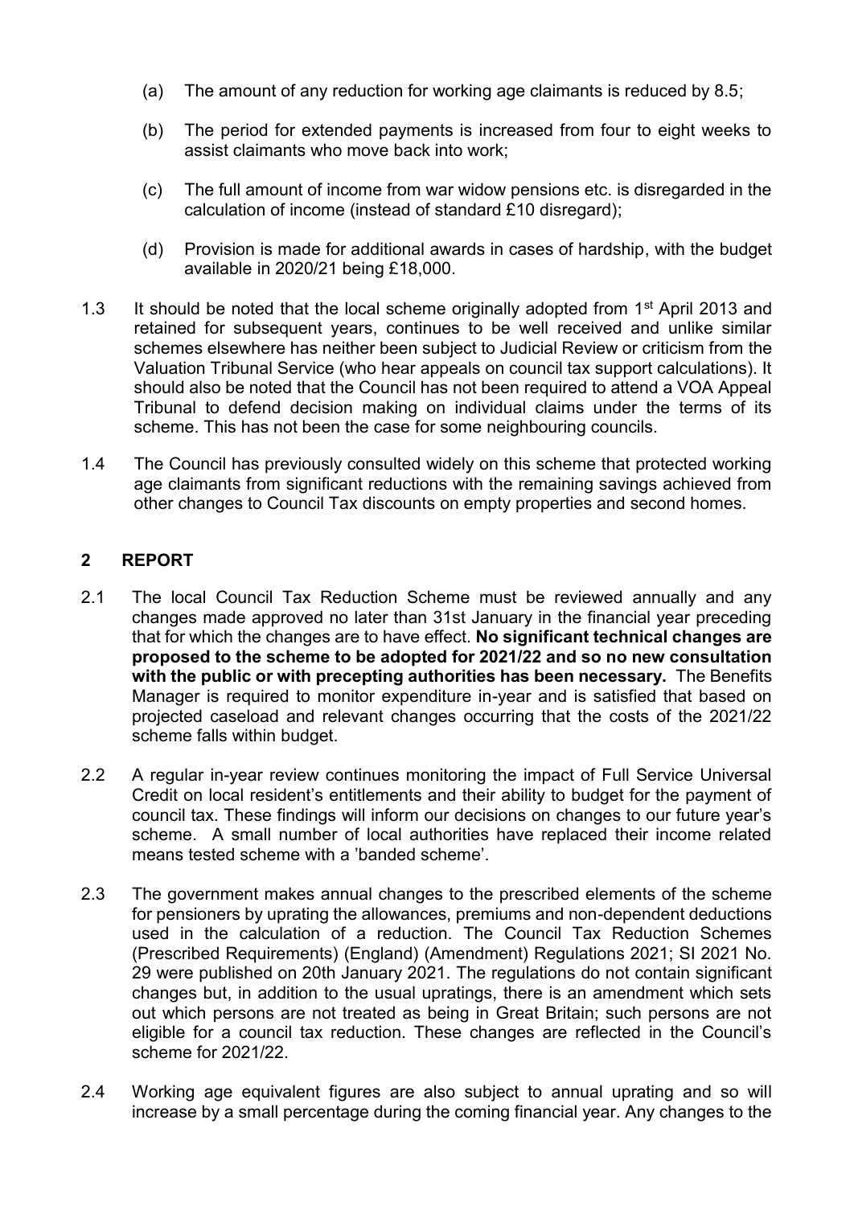(a) The amount of any reduction for working age claimants is reduced by 8.5;

(b) The period for extended payments is increased from four to eight weeks to assist claimants who move back into work;

(c) The full amount of income from war widow pensions etc. is disregarded in the calculation of income (instead of standard £10 disregard);

(d) Provision is made for additional awards in cases of hardship, with the budget available in 2020/21 being £18,000.

1.3 It should be noted that the local scheme originally adopted from 1st April 2013 and retained for subsequent years, continues to be well received and unlike similar schemes elsewhere has neither been subject to Judicial Review or criticism from the Valuation Tribunal Service (who hear appeals on council tax support calculations). It should also be noted that the Council has not been required to attend a VOA Appeal Tribunal to defend decision making on individual claims under the terms of its scheme. This has not been the case for some neighbouring councils.

1.4 The Council has previously consulted widely on this scheme that protected working age claimants from significant reductions with the remaining savings achieved from other changes to Council Tax discounts on empty properties and second homes.

## 2 REPORT

2.1 The local Council Tax Reduction Scheme must be reviewed annually and any changes made approved no later than 31st January in the financial year preceding that for which the changes are to have effect. **No significant technical changes are proposed to the scheme to be adopted for 2021/22 and so no new consultation with the public or with precepting authorities has been necessary.** The Benefits Manager is required to monitor expenditure in-year and is satisfied that based on projected caseload and relevant changes occurring that the costs of the 2021/22 scheme falls within budget.

2.2 A regular in-year review continues monitoring the impact of Full Service Universal Credit on local resident's entitlements and their ability to budget for the payment of council tax. These findings will inform our decisions on changes to our future year's scheme. A small number of local authorities have replaced their income related means tested scheme with a 'banded scheme'.

2.3 The government makes annual changes to the prescribed elements of the scheme for pensioners by uprating the allowances, premiums and non-dependent deductions used in the calculation of a reduction. The Council Tax Reduction Schemes (Prescribed Requirements) (England) (Amendment) Regulations 2021; SI 2021 No. 29 were published on 20th January 2021. The regulations do not contain significant changes but, in addition to the usual upratings, there is an amendment which sets out which persons are not treated as being in Great Britain; such persons are not eligible for a council tax reduction. These changes are reflected in the Council's scheme for 2021/22.

2.4 Working age equivalent figures are also subject to annual uprating and so will increase by a small percentage during the coming financial year. Any changes to the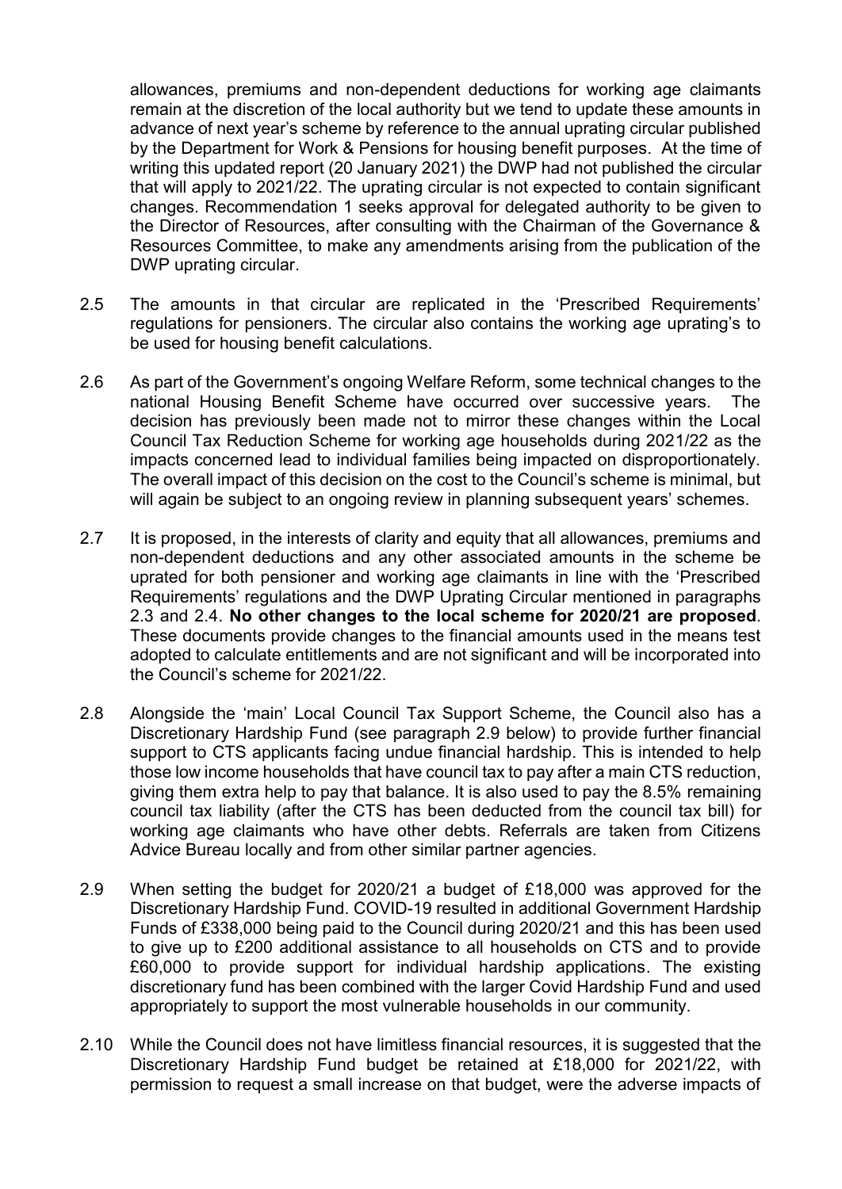allowances, premiums and non-dependent deductions for working age claimants remain at the discretion of the local authority but we tend to update these amounts in advance of next year's scheme by reference to the annual uprating circular published by the Department for Work & Pensions for housing benefit purposes. At the time of writing this updated report (20 January 2021) the DWP had not published the circular that will apply to 2021/22. The uprating circular is not expected to contain significant changes. Recommendation 1 seeks approval for delegated authority to be given to the Director of Resources, after consulting with the Chairman of the Governance & Resources Committee, to make any amendments arising from the publication of the DWP uprating circular.

2.5 The amounts in that circular are replicated in the 'Prescribed Requirements' regulations for pensioners. The circular also contains the working age uprating's to be used for housing benefit calculations.

2.6 As part of the Government's ongoing Welfare Reform, some technical changes to the national Housing Benefit Scheme have occurred over successive years. The decision has previously been made not to mirror these changes within the Local Council Tax Reduction Scheme for working age households during 2021/22 as the impacts concerned lead to individual families being impacted on disproportionately. The overall impact of this decision on the cost to the Council's scheme is minimal, but will again be subject to an ongoing review in planning subsequent years' schemes.

2.7 It is proposed, in the interests of clarity and equity that all allowances, premiums and non-dependent deductions and any other associated amounts in the scheme be uprated for both pensioner and working age claimants in line with the 'Prescribed Requirements' regulations and the DWP Uprating Circular mentioned in paragraphs 2.3 and 2.4. **No other changes to the local scheme for 2020/21 are proposed**. These documents provide changes to the financial amounts used in the means test adopted to calculate entitlements and are not significant and will be incorporated into the Council's scheme for 2021/22.

2.8 Alongside the 'main' Local Council Tax Support Scheme, the Council also has a Discretionary Hardship Fund (see paragraph 2.9 below) to provide further financial support to CTS applicants facing undue financial hardship. This is intended to help those low income households that have council tax to pay after a main CTS reduction, giving them extra help to pay that balance. It is also used to pay the 8.5% remaining council tax liability (after the CTS has been deducted from the council tax bill) for working age claimants who have other debts. Referrals are taken from Citizens Advice Bureau locally and from other similar partner agencies.

2.9 When setting the budget for 2020/21 a budget of £18,000 was approved for the Discretionary Hardship Fund. COVID-19 resulted in additional Government Hardship Funds of £338,000 being paid to the Council during 2020/21 and this has been used to give up to £200 additional assistance to all households on CTS and to provide £60,000 to provide support for individual hardship applications. The existing discretionary fund has been combined with the larger Covid Hardship Fund and used appropriately to support the most vulnerable households in our community.

2.10 While the Council does not have limitless financial resources, it is suggested that the Discretionary Hardship Fund budget be retained at £18,000 for 2021/22, with permission to request a small increase on that budget, were the adverse impacts of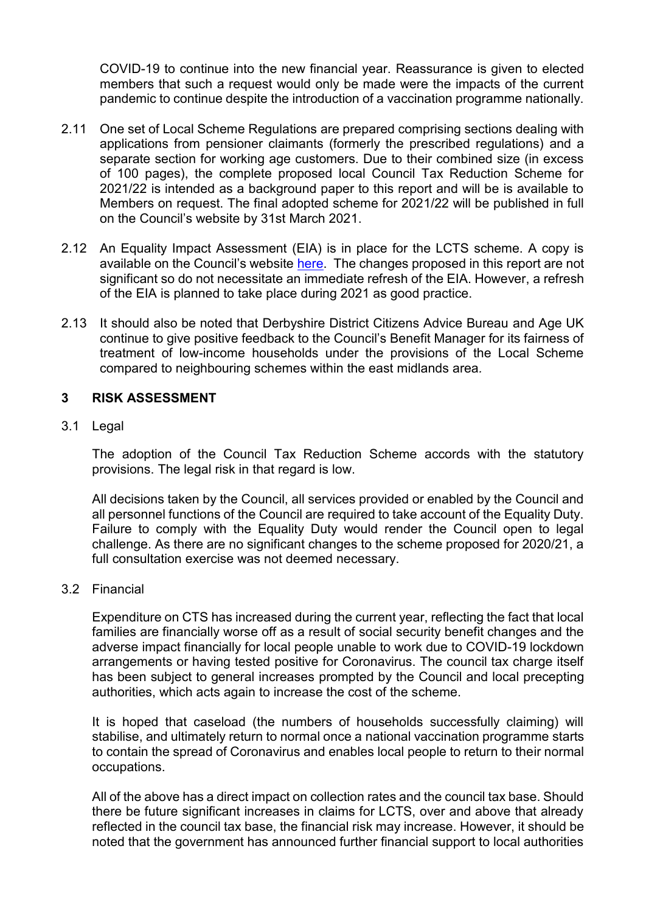COVID-19 to continue into the new financial year. Reassurance is given to elected members that such a request would only be made were the impacts of the current pandemic to continue despite the introduction of a vaccination programme nationally.

2.11 One set of Local Scheme Regulations are prepared comprising sections dealing with applications from pensioner claimants (formerly the prescribed regulations) and a separate section for working age customers. Due to their combined size (in excess of 100 pages), the complete proposed local Council Tax Reduction Scheme for 2021/22 is intended as a background paper to this report and will be is available to Members on request. The final adopted scheme for 2021/22 will be published in full on the Council's website by 31st March 2021.

2.12 An Equality Impact Assessment (EIA) is in place for the LCTS scheme. A copy is available on the Council's website here. The changes proposed in this report are not significant so do not necessitate an immediate refresh of the EIA. However, a refresh of the EIA is planned to take place during 2021 as good practice.

2.13 It should also be noted that Derbyshire District Citizens Advice Bureau and Age UK continue to give positive feedback to the Council's Benefit Manager for its fairness of treatment of low-income households under the provisions of the Local Scheme compared to neighbouring schemes within the east midlands area.

## 3 RISK ASSESSMENT

3.1 Legal

The adoption of the Council Tax Reduction Scheme accords with the statutory provisions. The legal risk in that regard is low.

All decisions taken by the Council, all services provided or enabled by the Council and all personnel functions of the Council are required to take account of the Equality Duty. Failure to comply with the Equality Duty would render the Council open to legal challenge. As there are no significant changes to the scheme proposed for 2020/21, a full consultation exercise was not deemed necessary.

3.2 Financial

Expenditure on CTS has increased during the current year, reflecting the fact that local families are financially worse off as a result of social security benefit changes and the adverse impact financially for local people unable to work due to COVID-19 lockdown arrangements or having tested positive for Coronavirus. The council tax charge itself has been subject to general increases prompted by the Council and local precepting authorities, which acts again to increase the cost of the scheme.

It is hoped that caseload (the numbers of households successfully claiming) will stabilise, and ultimately return to normal once a national vaccination programme starts to contain the spread of Coronavirus and enables local people to return to their normal occupations.

All of the above has a direct impact on collection rates and the council tax base. Should there be future significant increases in claims for LCTS, over and above that already reflected in the council tax base, the financial risk may increase. However, it should be noted that the government has announced further financial support to local authorities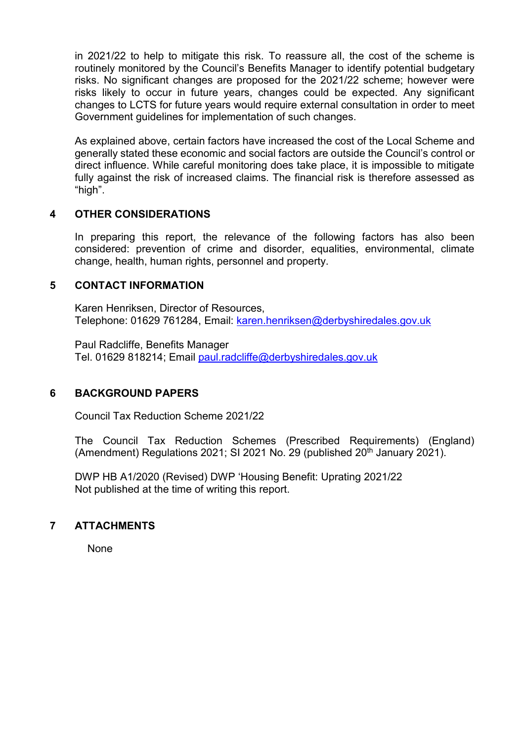in 2021/22 to help to mitigate this risk. To reassure all, the cost of the scheme is routinely monitored by the Council's Benefits Manager to identify potential budgetary risks. No significant changes are proposed for the 2021/22 scheme; however were risks likely to occur in future years, changes could be expected. Any significant changes to LCTS for future years would require external consultation in order to meet Government guidelines for implementation of such changes.

As explained above, certain factors have increased the cost of the Local Scheme and generally stated these economic and social factors are outside the Council's control or direct influence. While careful monitoring does take place, it is impossible to mitigate fully against the risk of increased claims. The financial risk is therefore assessed as "high".

## 4 OTHER CONSIDERATIONS

In preparing this report, the relevance of the following factors has also been considered: prevention of crime and disorder, equalities, environmental, climate change, health, human rights, personnel and property.

## 5 CONTACT INFORMATION

Karen Henriksen, Director of Resources,
Telephone: 01629 761284, Email: karen.henriksen@derbyshiredales.gov.uk

Paul Radcliffe, Benefits Manager
Tel. 01629 818214; Email paul.radcliffe@derbyshiredales.gov.uk

## 6 BACKGROUND PAPERS

Council Tax Reduction Scheme 2021/22

The Council Tax Reduction Schemes (Prescribed Requirements) (England) (Amendment) Regulations 2021; SI 2021 No. 29 (published 20th January 2021).

DWP HB A1/2020 (Revised) DWP 'Housing Benefit: Uprating 2021/22
Not published at the time of writing this report.

## 7 ATTACHMENTS

None